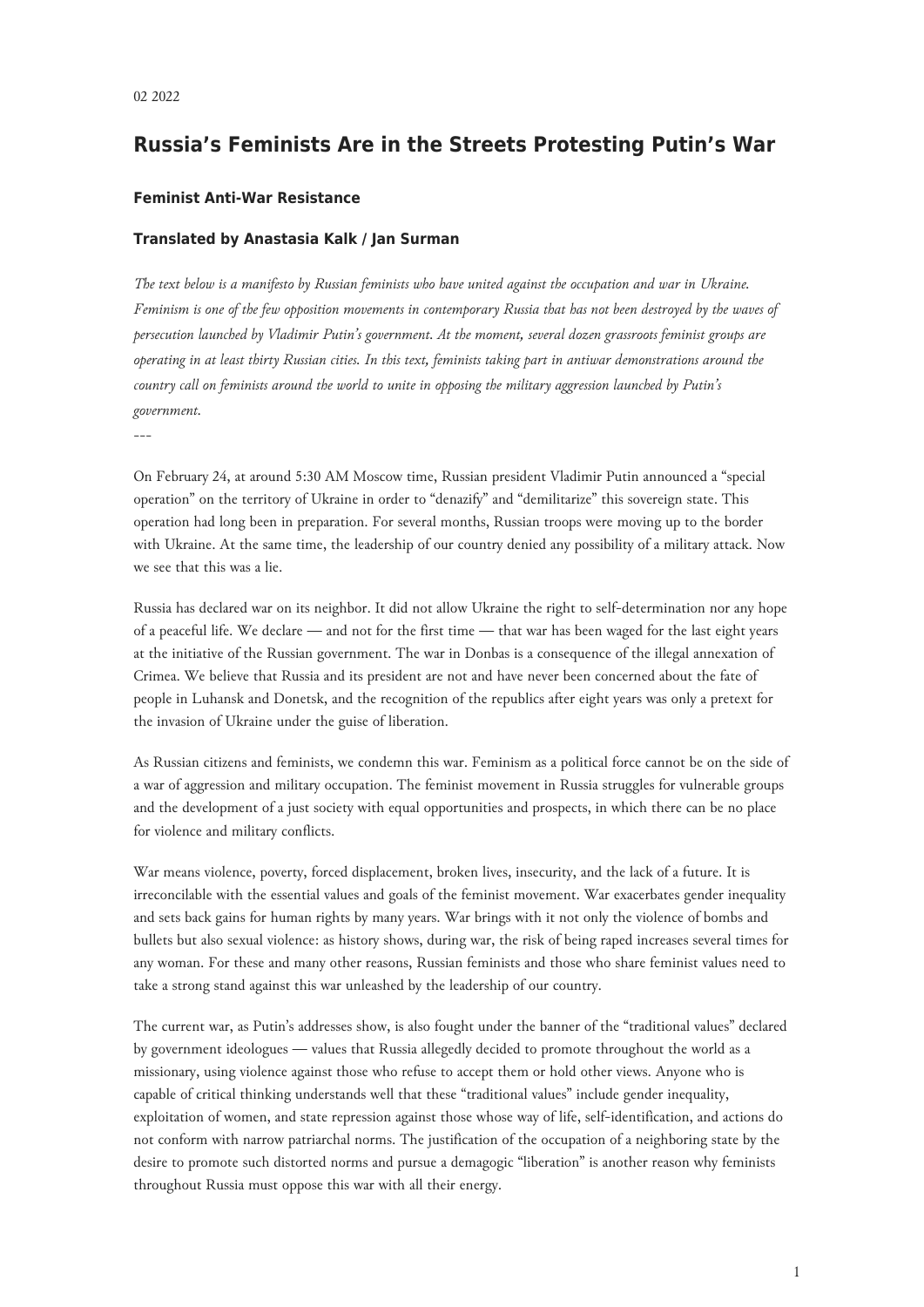02 2022

# Russia's Feminists Are in the Streets Protesting Putin's War

### Feminist Anti-War Resistance

### Translated by Anastasia Kalk / Jan Surman

*The text below is a manifesto by Russian feminists who have united against the occupation and war in Ukraine. Feminism is one of the few opposition movements in contemporary Russia that has not been destroyed by the waves of persecution launched by Vladimir Putin's government. At the moment, several dozen grassroots feminist groups are operating in at least thirty Russian cities. In this text, feminists taking part in antiwar demonstrations around the country call on feminists around the world to unite in opposing the military aggression launched by Putin's government.*

---

On February 24, at around 5:30 AM Moscow time, Russian president Vladimir Putin announced a "special operation" on the territory of Ukraine in order to "denazify" and "demilitarize" this sovereign state. This operation had long been in preparation. For several months, Russian troops were moving up to the border with Ukraine. At the same time, the leadership of our country denied any possibility of a military attack. Now we see that this was a lie.

Russia has declared war on its neighbor. It did not allow Ukraine the right to self-determination nor any hope of a peaceful life. We declare — and not for the first time — that war has been waged for the last eight years at the initiative of the Russian government. The war in Donbas is a consequence of the illegal annexation of Crimea. We believe that Russia and its president are not and have never been concerned about the fate of people in Luhansk and Donetsk, and the recognition of the republics after eight years was only a pretext for the invasion of Ukraine under the guise of liberation.

As Russian citizens and feminists, we condemn this war. Feminism as a political force cannot be on the side of a war of aggression and military occupation. The feminist movement in Russia struggles for vulnerable groups and the development of a just society with equal opportunities and prospects, in which there can be no place for violence and military conflicts.

War means violence, poverty, forced displacement, broken lives, insecurity, and the lack of a future. It is irreconcilable with the essential values and goals of the feminist movement. War exacerbates gender inequality and sets back gains for human rights by many years. War brings with it not only the violence of bombs and bullets but also sexual violence: as history shows, during war, the risk of being raped increases several times for any woman. For these and many other reasons, Russian feminists and those who share feminist values need to take a strong stand against this war unleashed by the leadership of our country.

The current war, as Putin's addresses show, is also fought under the banner of the "traditional values" declared by government ideologues — values that Russia allegedly decided to promote throughout the world as a missionary, using violence against those who refuse to accept them or hold other views. Anyone who is capable of critical thinking understands well that these "traditional values" include gender inequality, exploitation of women, and state repression against those whose way of life, self-identification, and actions do not conform with narrow patriarchal norms. The justification of the occupation of a neighboring state by the desire to promote such distorted norms and pursue a demagogic "liberation" is another reason why feminists throughout Russia must oppose this war with all their energy.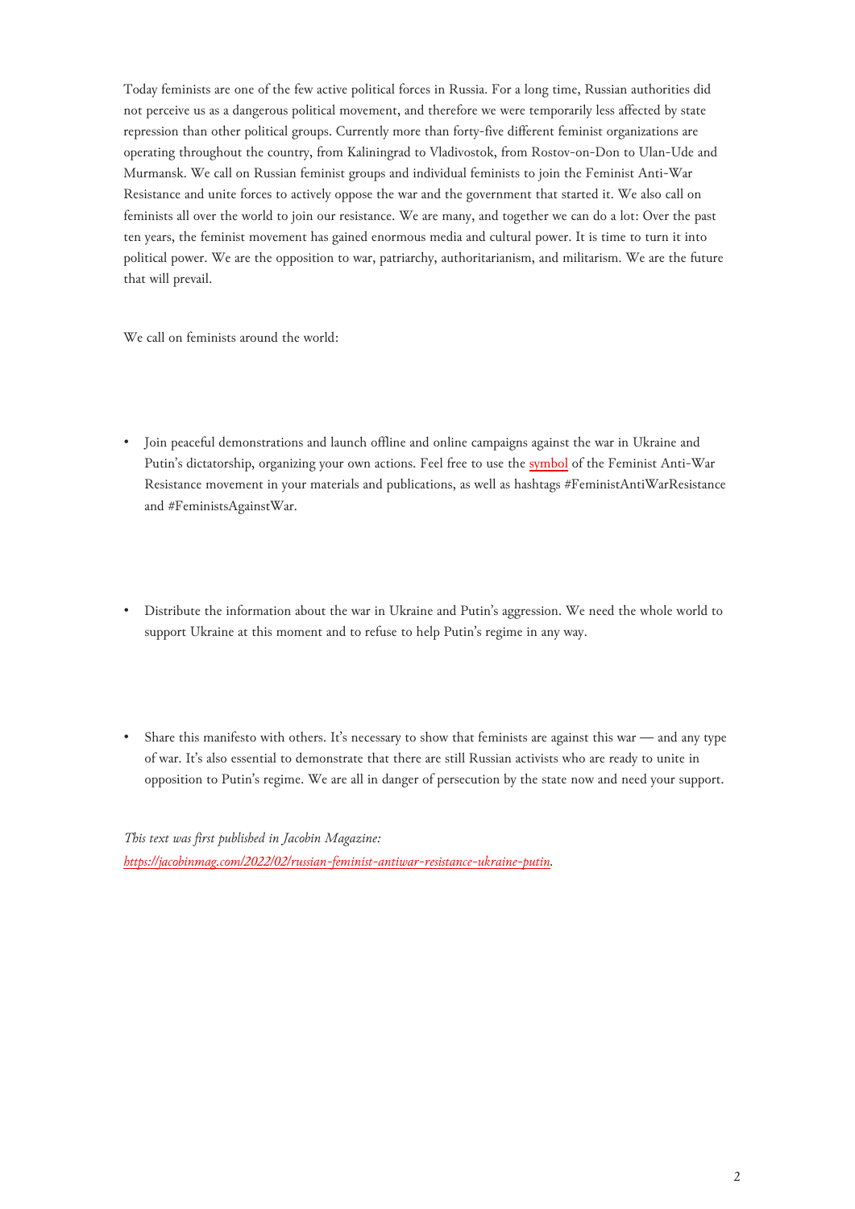Today feminists are one of the few active political forces in Russia. For a long time, Russian authorities did not perceive us as a dangerous political movement, and therefore we were temporarily less affected by state repression than other political groups. Currently more than forty-five different feminist organizations are operating throughout the country, from Kaliningrad to Vladivostok, from Rostov-on-Don to Ulan-Ude and Murmansk. We call on Russian feminist groups and individual feminists to join the Feminist Anti-War Resistance and unite forces to actively oppose the war and the government that started it. We also call on feminists all over the world to join our resistance. We are many, and together we can do a lot: Over the past ten years, the feminist movement has gained enormous media and cultural power. It is time to turn it into political power. We are the opposition to war, patriarchy, authoritarianism, and militarism. We are the future that will prevail.

We call on feminists around the world:

- Join peaceful demonstrations and launch offline and online campaigns against the war in Ukraine and Putin's dictatorship, organizing your own actions. Feel free to use the symbol of the Feminist Anti-War Resistance movement in your materials and publications, as well as hashtags #FeministAntiWarResistance and #FeministsAgainstWar.

- Distribute the information about the war in Ukraine and Putin's aggression. We need the whole world to support Ukraine at this moment and to refuse to help Putin's regime in any way.

- Share this manifesto with others. It's necessary to show that feminists are against this war — and any type of war. It's also essential to demonstrate that there are still Russian activists who are ready to unite in opposition to Putin's regime. We are all in danger of persecution by the state now and need your support.

*This text was first published in Jacobin Magazine: https://jacobinmag.com/2022/02/russian-feminist-antiwar-resistance-ukraine-putin.*